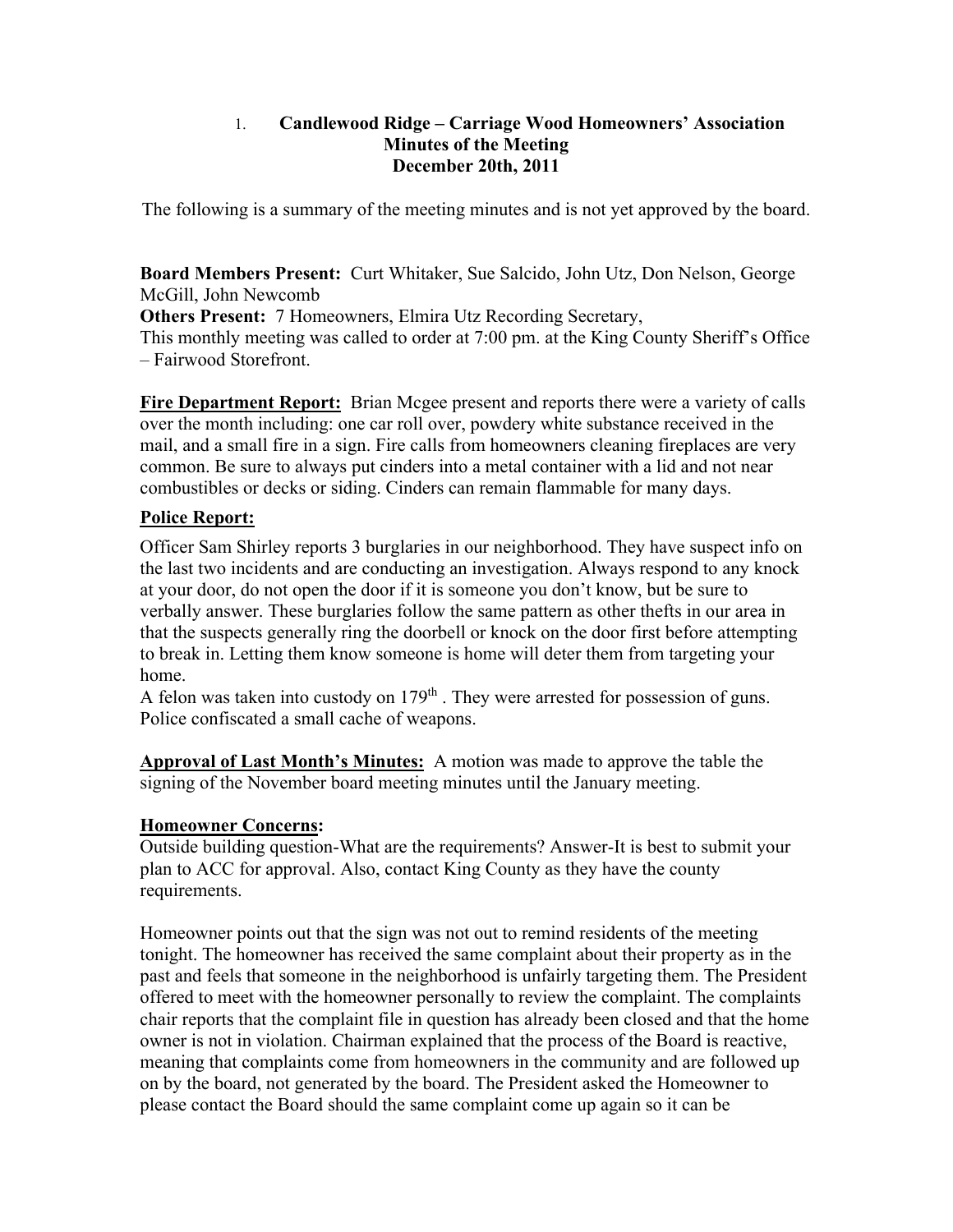1. **Candlewood Ridge – Carriage Wood Homeowners' Association**
**Minutes of the Meeting**
**December 20th, 2011**

The following is a summary of the meeting minutes and is not yet approved by the board.

**Board Members Present:** Curt Whitaker, Sue Salcido, John Utz, Don Nelson, George McGill, John Newcomb
**Others Present:** 7 Homeowners, Elmira Utz Recording Secretary,
This monthly meeting was called to order at 7:00 pm. at the King County Sheriff's Office – Fairwood Storefront.

**Fire Department Report:** Brian Mcgee present and reports there were a variety of calls over the month including: one car roll over, powdery white substance received in the mail, and a small fire in a sign. Fire calls from homeowners cleaning fireplaces are very common. Be sure to always put cinders into a metal container with a lid and not near combustibles or decks or siding. Cinders can remain flammable for many days.

**Police Report:**

Officer Sam Shirley reports 3 burglaries in our neighborhood. They have suspect info on the last two incidents and are conducting an investigation. Always respond to any knock at your door, do not open the door if it is someone you don't know, but be sure to verbally answer. These burglaries follow the same pattern as other thefts in our area in that the suspects generally ring the doorbell or knock on the door first before attempting to break in. Letting them know someone is home will deter them from targeting your home.
A felon was taken into custody on 179th . They were arrested for possession of guns. Police confiscated a small cache of weapons.

**Approval of Last Month's Minutes:** A motion was made to approve the table the signing of the November board meeting minutes until the January meeting.

**Homeowner Concerns:**
Outside building question-What are the requirements? Answer-It is best to submit your plan to ACC for approval. Also, contact King County as they have the county requirements.

Homeowner points out that the sign was not out to remind residents of the meeting tonight. The homeowner has received the same complaint about their property as in the past and feels that someone in the neighborhood is unfairly targeting them. The President offered to meet with the homeowner personally to review the complaint. The complaints chair reports that the complaint file in question has already been closed and that the home owner is not in violation. Chairman explained that the process of the Board is reactive, meaning that complaints come from homeowners in the community and are followed up on by the board, not generated by the board. The President asked the Homeowner to please contact the Board should the same complaint come up again so it can be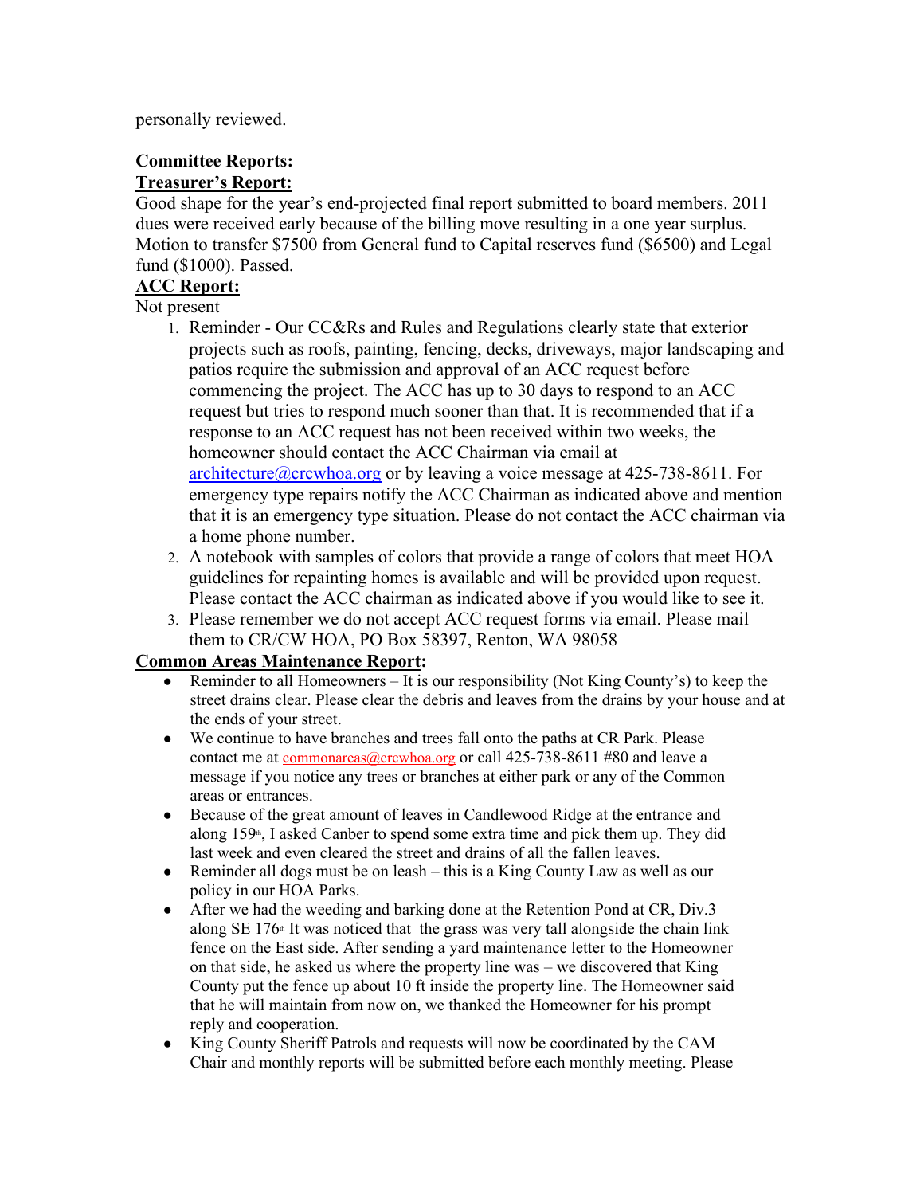personally reviewed.

**Committee Reports:**

**Treasurer's Report:**

Good shape for the year's end-projected final report submitted to board members. 2011 dues were received early because of the billing move resulting in a one year surplus. Motion to transfer $7500 from General fund to Capital reserves fund ($6500) and Legal fund ($1000). Passed.

**ACC Report:**

Not present

1. Reminder - Our CC&Rs and Rules and Regulations clearly state that exterior projects such as roofs, painting, fencing, decks, driveways, major landscaping and patios require the submission and approval of an ACC request before commencing the project. The ACC has up to 30 days to respond to an ACC request but tries to respond much sooner than that. It is recommended that if a response to an ACC request has not been received within two weeks, the homeowner should contact the ACC Chairman via email at architecture@crcwhoa.org or by leaving a voice message at 425-738-8611. For emergency type repairs notify the ACC Chairman as indicated above and mention that it is an emergency type situation. Please do not contact the ACC chairman via a home phone number.
2. A notebook with samples of colors that provide a range of colors that meet HOA guidelines for repainting homes is available and will be provided upon request. Please contact the ACC chairman as indicated above if you would like to see it.
3. Please remember we do not accept ACC request forms via email. Please mail them to CR/CW HOA, PO Box 58397, Renton, WA 98058

**Common Areas Maintenance Report:**

- Reminder to all Homeowners – It is our responsibility (Not King County's) to keep the street drains clear. Please clear the debris and leaves from the drains by your house and at the ends of your street.
- We continue to have branches and trees fall onto the paths at CR Park. Please contact me at commonareas@crcwhoa.org or call 425-738-8611 #80 and leave a message if you notice any trees or branches at either park or any of the Common areas or entrances.
- Because of the great amount of leaves in Candlewood Ridge at the entrance and along 159th, I asked Canber to spend some extra time and pick them up. They did last week and even cleared the street and drains of all the fallen leaves.
- Reminder all dogs must be on leash – this is a King County Law as well as our policy in our HOA Parks.
- After we had the weeding and barking done at the Retention Pond at CR, Div.3 along SE 176th It was noticed that the grass was very tall alongside the chain link fence on the East side. After sending a yard maintenance letter to the Homeowner on that side, he asked us where the property line was – we discovered that King County put the fence up about 10 ft inside the property line. The Homeowner said that he will maintain from now on, we thanked the Homeowner for his prompt reply and cooperation.
- King County Sheriff Patrols and requests will now be coordinated by the CAM Chair and monthly reports will be submitted before each monthly meeting. Please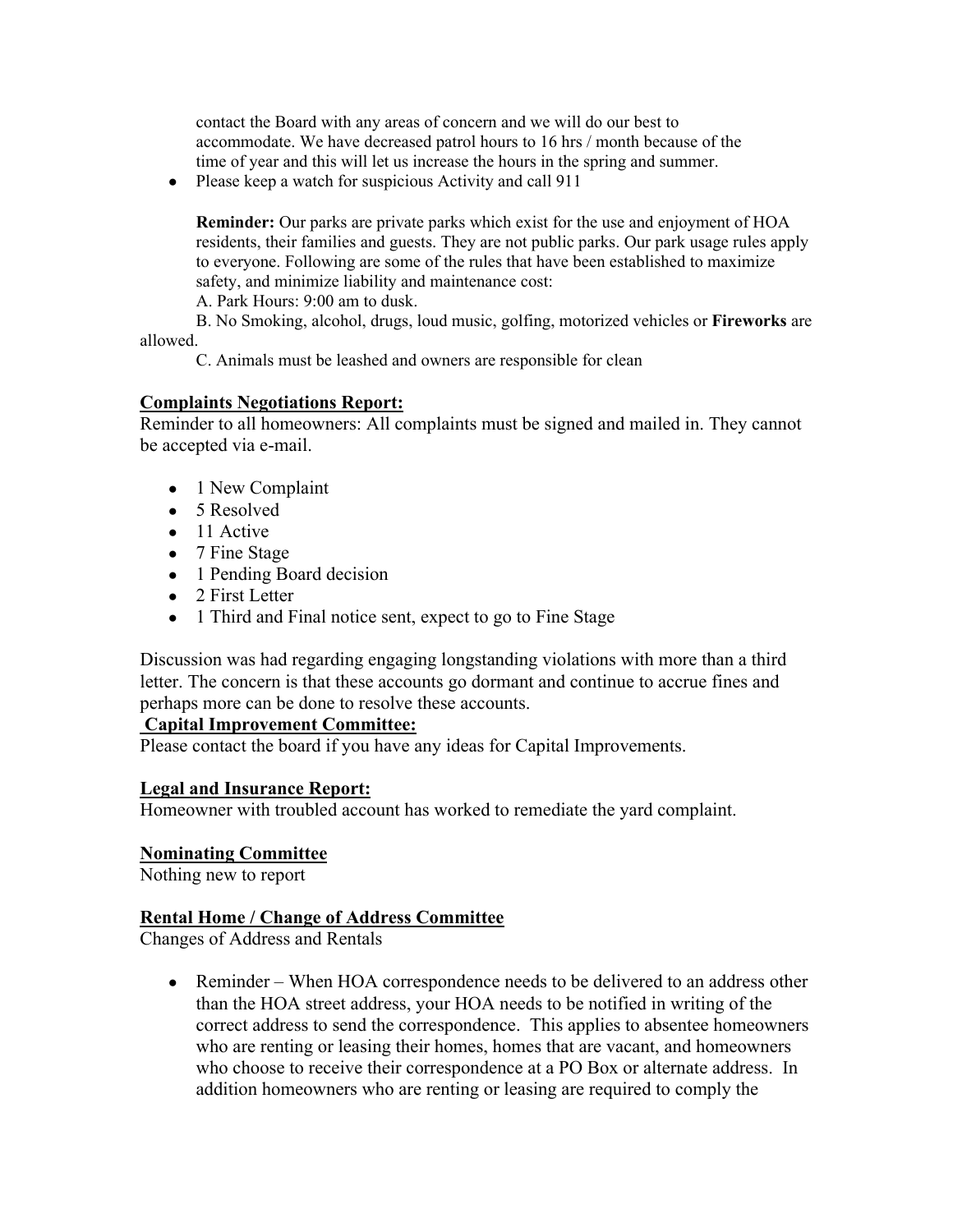contact the Board with any areas of concern and we will do our best to accommodate. We have decreased patrol hours to 16 hrs / month because of the time of year and this will let us increase the hours in the spring and summer.

- Please keep a watch for suspicious Activity and call 911

**Reminder:** Our parks are private parks which exist for the use and enjoyment of HOA residents, their families and guests. They are not public parks. Our park usage rules apply to everyone. Following are some of the rules that have been established to maximize safety, and minimize liability and maintenance cost:

A. Park Hours: 9:00 am to dusk.

B. No Smoking, alcohol, drugs, loud music, golfing, motorized vehicles or **Fireworks** are allowed.

C. Animals must be leashed and owners are responsible for clean

## Complaints Negotiations Report:

Reminder to all homeowners: All complaints must be signed and mailed in. They cannot be accepted via e-mail.

- 1 New Complaint
- 5 Resolved
- 11 Active
- 7 Fine Stage
- 1 Pending Board decision
- 2 First Letter
- 1 Third and Final notice sent, expect to go to Fine Stage

Discussion was had regarding engaging longstanding violations with more than a third letter. The concern is that these accounts go dormant and continue to accrue fines and perhaps more can be done to resolve these accounts.

## Capital Improvement Committee:

Please contact the board if you have any ideas for Capital Improvements.

## Legal and Insurance Report:

Homeowner with troubled account has worked to remediate the yard complaint.

## Nominating Committee

Nothing new to report

## Rental Home / Change of Address Committee

Changes of Address and Rentals

- Reminder – When HOA correspondence needs to be delivered to an address other than the HOA street address, your HOA needs to be notified in writing of the correct address to send the correspondence. This applies to absentee homeowners who are renting or leasing their homes, homes that are vacant, and homeowners who choose to receive their correspondence at a PO Box or alternate address. In addition homeowners who are renting or leasing are required to comply the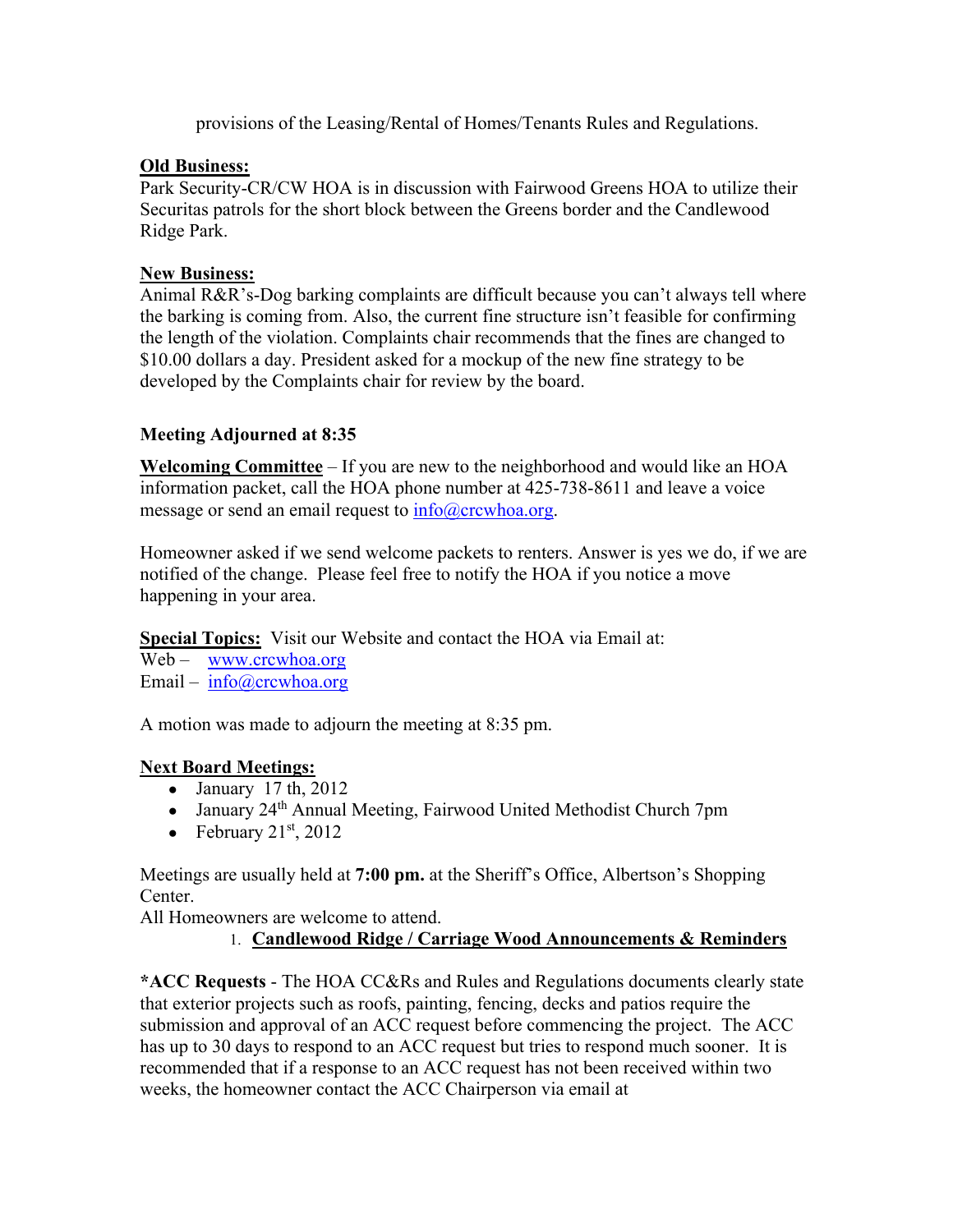provisions of the Leasing/Rental of Homes/Tenants Rules and Regulations.

**Old Business:**

Park Security-CR/CW HOA is in discussion with Fairwood Greens HOA to utilize their Securitas patrols for the short block between the Greens border and the Candlewood Ridge Park.

**New Business:**

Animal R&R's-Dog barking complaints are difficult because you can't always tell where the barking is coming from. Also, the current fine structure isn't feasible for confirming the length of the violation. Complaints chair recommends that the fines are changed to $10.00 dollars a day. President asked for a mockup of the new fine strategy to be developed by the Complaints chair for review by the board.

**Meeting Adjourned at 8:35**

**Welcoming Committee** – If you are new to the neighborhood and would like an HOA information packet, call the HOA phone number at 425-738-8611 and leave a voice message or send an email request to info@crcwhoa.org.

Homeowner asked if we send welcome packets to renters. Answer is yes we do, if we are notified of the change. Please feel free to notify the HOA if you notice a move happening in your area.

**Special Topics:** Visit our Website and contact the HOA via Email at:
Web – www.crcwhoa.org
Email – info@crcwhoa.org

A motion was made to adjourn the meeting at 8:35 pm.

**Next Board Meetings:**

- January 17 th, 2012
- January 24th Annual Meeting, Fairwood United Methodist Church 7pm
- February 21st, 2012

Meetings are usually held at **7:00 pm.** at the Sheriff's Office, Albertson's Shopping Center.
All Homeowners are welcome to attend.

1. **Candlewood Ridge / Carriage Wood Announcements & Reminders**

***ACC Requests** - The HOA CC&Rs and Rules and Regulations documents clearly state that exterior projects such as roofs, painting, fencing, decks and patios require the submission and approval of an ACC request before commencing the project. The ACC has up to 30 days to respond to an ACC request but tries to respond much sooner. It is recommended that if a response to an ACC request has not been received within two weeks, the homeowner contact the ACC Chairperson via email at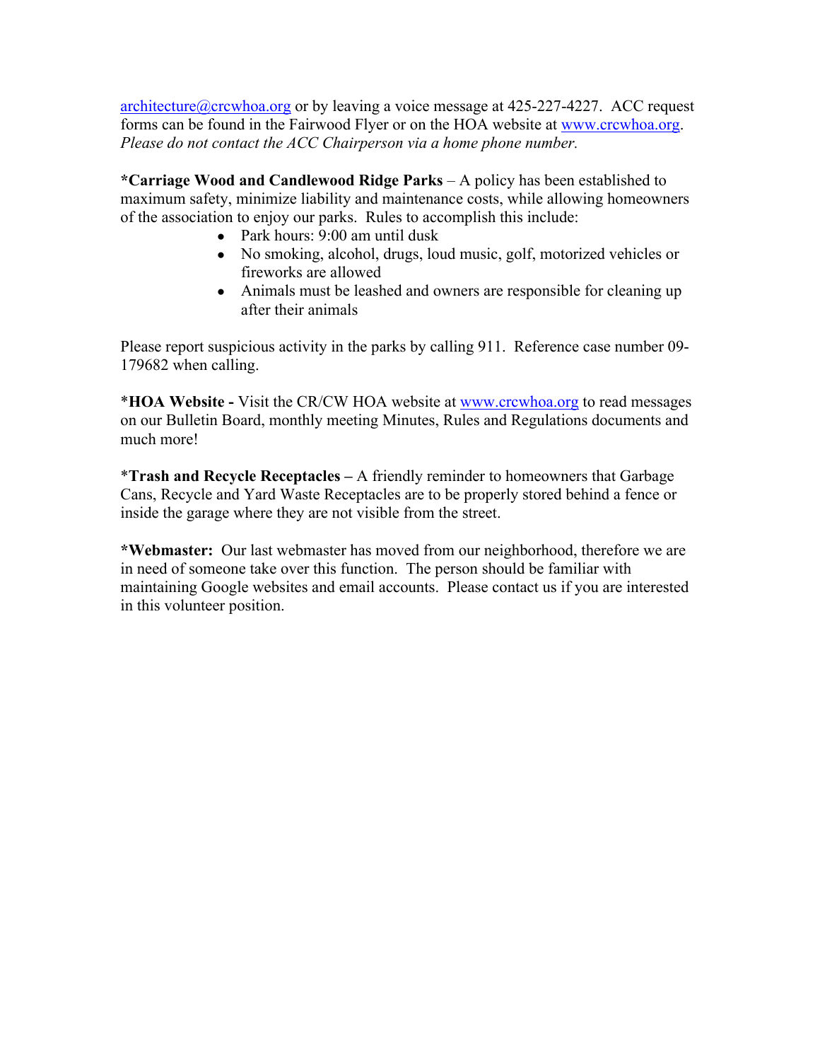architecture@crcwhoa.org or by leaving a voice message at 425-227-4227. ACC request forms can be found in the Fairwood Flyer or on the HOA website at www.crcwhoa.org. *Please do not contact the ACC Chairperson via a home phone number.*

***Carriage Wood and Candlewood Ridge Parks** – A policy has been established to maximum safety, minimize liability and maintenance costs, while allowing homeowners of the association to enjoy our parks. Rules to accomplish this include:

- Park hours: 9:00 am until dusk
- No smoking, alcohol, drugs, loud music, golf, motorized vehicles or fireworks are allowed
- Animals must be leashed and owners are responsible for cleaning up after their animals

Please report suspicious activity in the parks by calling 911. Reference case number 09-179682 when calling.

***HOA Website -** Visit the CR/CW HOA website at www.crcwhoa.org to read messages on our Bulletin Board, monthly meeting Minutes, Rules and Regulations documents and much more!

***Trash and Recycle Receptacles –** A friendly reminder to homeowners that Garbage Cans, Recycle and Yard Waste Receptacles are to be properly stored behind a fence or inside the garage where they are not visible from the street.

***Webmaster:** Our last webmaster has moved from our neighborhood, therefore we are in need of someone take over this function. The person should be familiar with maintaining Google websites and email accounts. Please contact us if you are interested in this volunteer position.